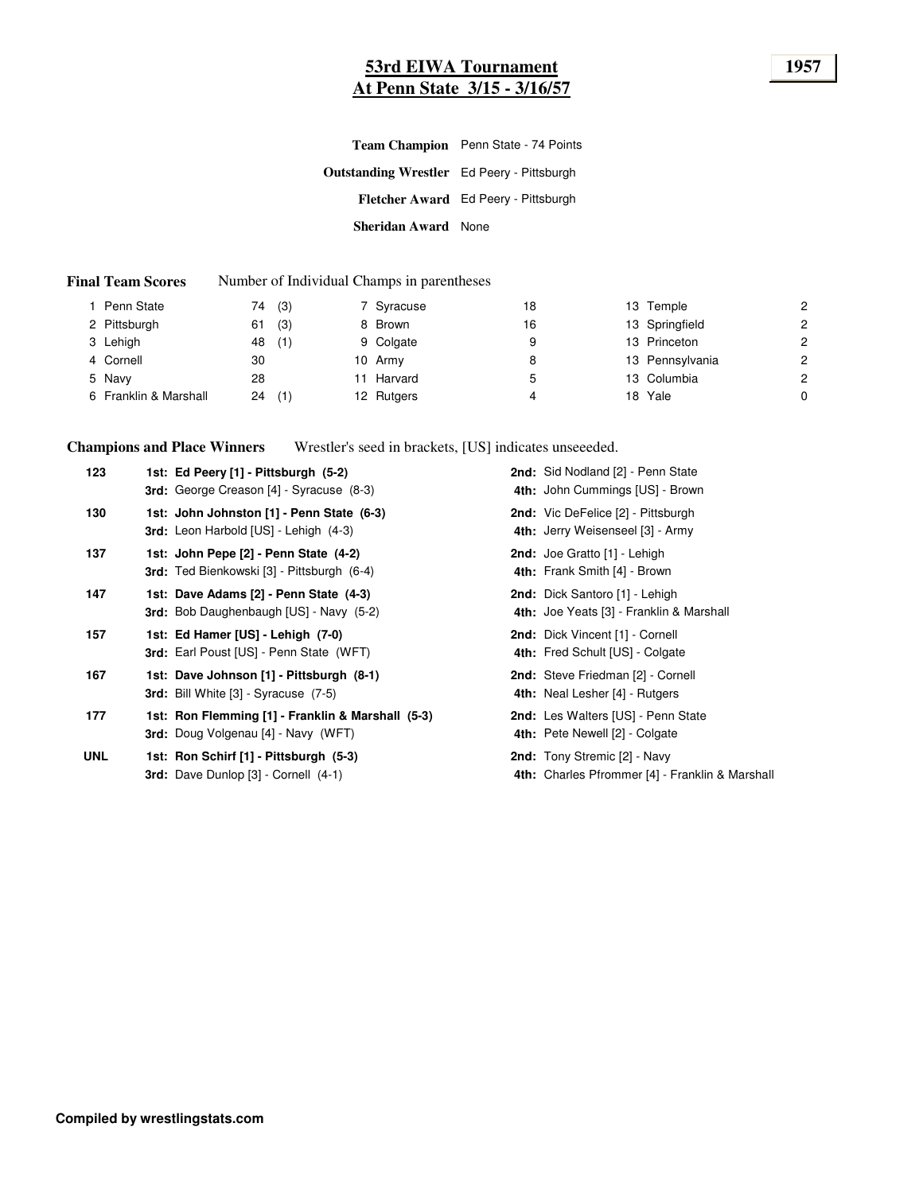# 53rd EIWA Tournament
## At Penn State 3/15 - 3/16/57

**1957**

**Team Champion** Penn State - 74 Points

**Outstanding Wrestler** Ed Peery - Pittsburgh

**Fletcher Award** Ed Peery - Pittsburgh

**Sheridan Award** None

**Final Team Scores** Number of Individual Champs in parentheses

| Rank | Team | Score | Champs | Rank | Team | Score | Rank | Team | Score |
|---|---|---|---|---|---|---|---|---|---|
| 1 | Penn State | 74 | (3) | 7 | Syracuse | 18 | 13 | Temple | 2 |
| 2 | Pittsburgh | 61 | (3) | 8 | Brown | 16 | 13 | Springfield | 2 |
| 3 | Lehigh | 48 | (1) | 9 | Colgate | 9 | 13 | Princeton | 2 |
| 4 | Cornell | 30 | | 10 | Army | 8 | 13 | Pennsylvania | 2 |
| 5 | Navy | 28 | | 11 | Harvard | 5 | 13 | Columbia | 2 |
| 6 | Franklin & Marshall | 24 | (1) | 12 | Rutgers | 4 | 18 | Yale | 0 |

**Champions and Place Winners** Wrestler's seed in brackets, [US] indicates unseeeded.

| Weight | 1st / 3rd | 2nd / 4th |
|---|---|---|
| 123 | **1st: Ed Peery [1] - Pittsburgh (5-2)** | **2nd:** Sid Nodland [2] - Penn State |
| | **3rd:** George Creason [4] - Syracuse (8-3) | **4th:** John Cummings [US] - Brown |
| 130 | **1st: John Johnston [1] - Penn State (6-3)** | **2nd:** Vic DeFelice [2] - Pittsburgh |
| | **3rd:** Leon Harbold [US] - Lehigh (4-3) | **4th:** Jerry Weisenseel [3] - Army |
| 137 | **1st: John Pepe [2] - Penn State (4-2)** | **2nd:** Joe Gratto [1] - Lehigh |
| | **3rd:** Ted Bienkowski [3] - Pittsburgh (6-4) | **4th:** Frank Smith [4] - Brown |
| 147 | **1st: Dave Adams [2] - Penn State (4-3)** | **2nd:** Dick Santoro [1] - Lehigh |
| | **3rd:** Bob Daughenbaugh [US] - Navy (5-2) | **4th:** Joe Yeats [3] - Franklin & Marshall |
| 157 | **1st: Ed Hamer [US] - Lehigh (7-0)** | **2nd:** Dick Vincent [1] - Cornell |
| | **3rd:** Earl Poust [US] - Penn State (WFT) | **4th:** Fred Schult [US] - Colgate |
| 167 | **1st: Dave Johnson [1] - Pittsburgh (8-1)** | **2nd:** Steve Friedman [2] - Cornell |
| | **3rd:** Bill White [3] - Syracuse (7-5) | **4th:** Neal Lesher [4] - Rutgers |
| 177 | **1st: Ron Flemming [1] - Franklin & Marshall (5-3)** | **2nd:** Les Walters [US] - Penn State |
| | **3rd:** Doug Volgenau [4] - Navy (WFT) | **4th:** Pete Newell [2] - Colgate |
| UNL | **1st: Ron Schirf [1] - Pittsburgh (5-3)** | **2nd:** Tony Stremic [2] - Navy |
| | **3rd:** Dave Dunlop [3] - Cornell (4-1) | **4th:** Charles Pfrommer [4] - Franklin & Marshall |

**Compiled by wrestlingstats.com**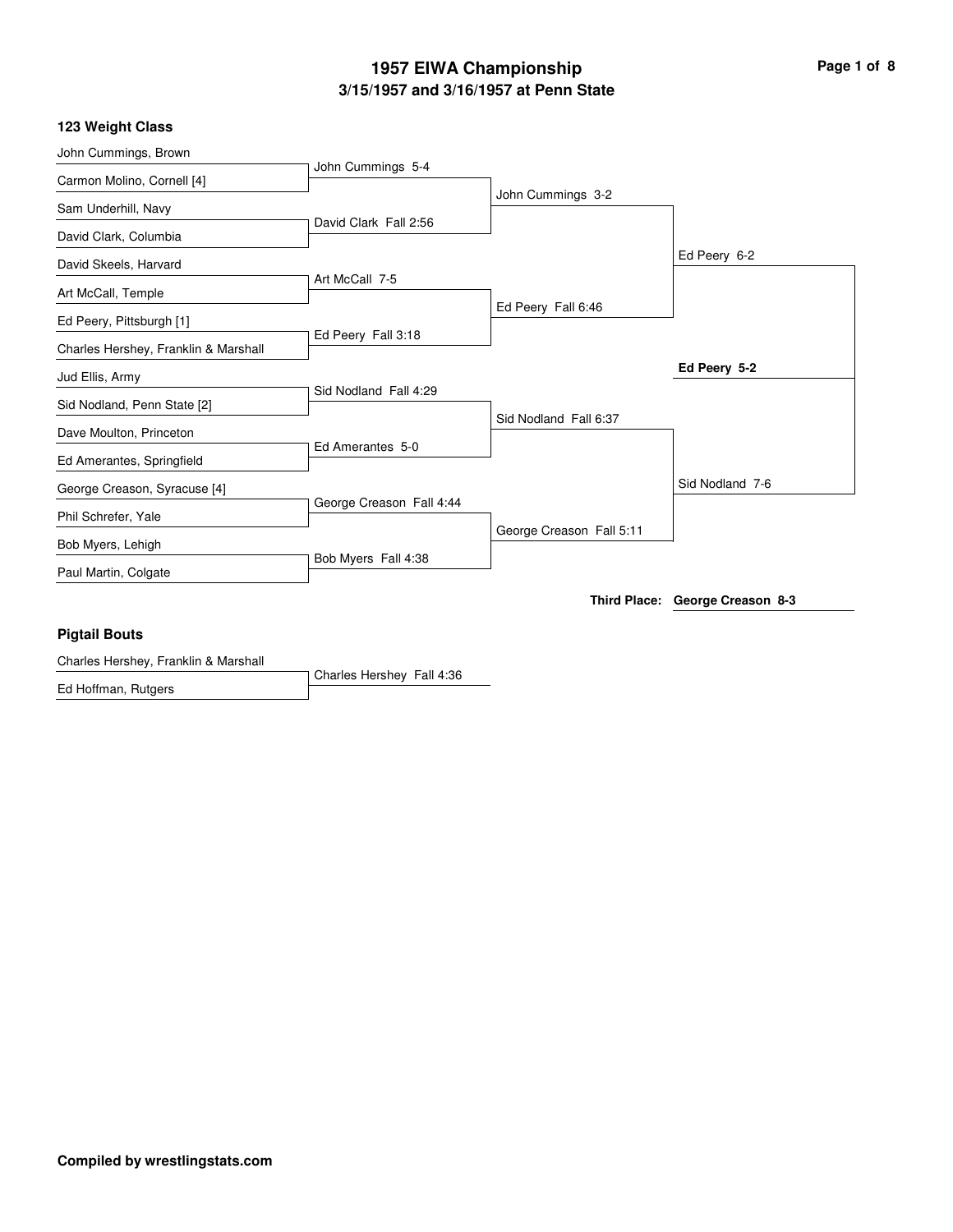# 1957 EIWA Championship

## 3/15/1957 and 3/16/1957 at Penn State

### 123 Weight Class

**First Round**

| Wrestler 1 | Wrestler 2 | Result |
|---|---|---|
| John Cummings, Brown | Carmon Molino, Cornell [4] | John Cummings 5-4 |
| Sam Underhill, Navy | David Clark, Columbia | David Clark Fall 2:56 |
| David Skeels, Harvard | Art McCall, Temple | Art McCall 7-5 |
| Ed Peery, Pittsburgh [1] | Charles Hershey, Franklin & Marshall | Ed Peery Fall 3:18 |
| Jud Ellis, Army | Sid Nodland, Penn State [2] | Sid Nodland Fall 4:29 |
| Dave Moulton, Princeton | Ed Amerantes, Springfield | Ed Amerantes 5-0 |
| George Creason, Syracuse [4] | Phil Schrefer, Yale | George Creason Fall 4:44 |
| Bob Myers, Lehigh | Paul Martin, Colgate | Bob Myers Fall 4:38 |

**Quarterfinals**

- John Cummings 3-2
- Ed Peery Fall 6:46
- Sid Nodland Fall 6:37
- George Creason Fall 5:11

**Semifinals**

- Ed Peery 6-2
- Sid Nodland 7-6

**Final**

- **Ed Peery 5-2**

**Third Place: George Creason 8-3**

### Pigtail Bouts

| Wrestler 1 | Wrestler 2 | Result |
|---|---|---|
| Charles Hershey, Franklin & Marshall | Ed Hoffman, Rutgers | Charles Hershey Fall 4:36 |

**Compiled by wrestlingstats.com**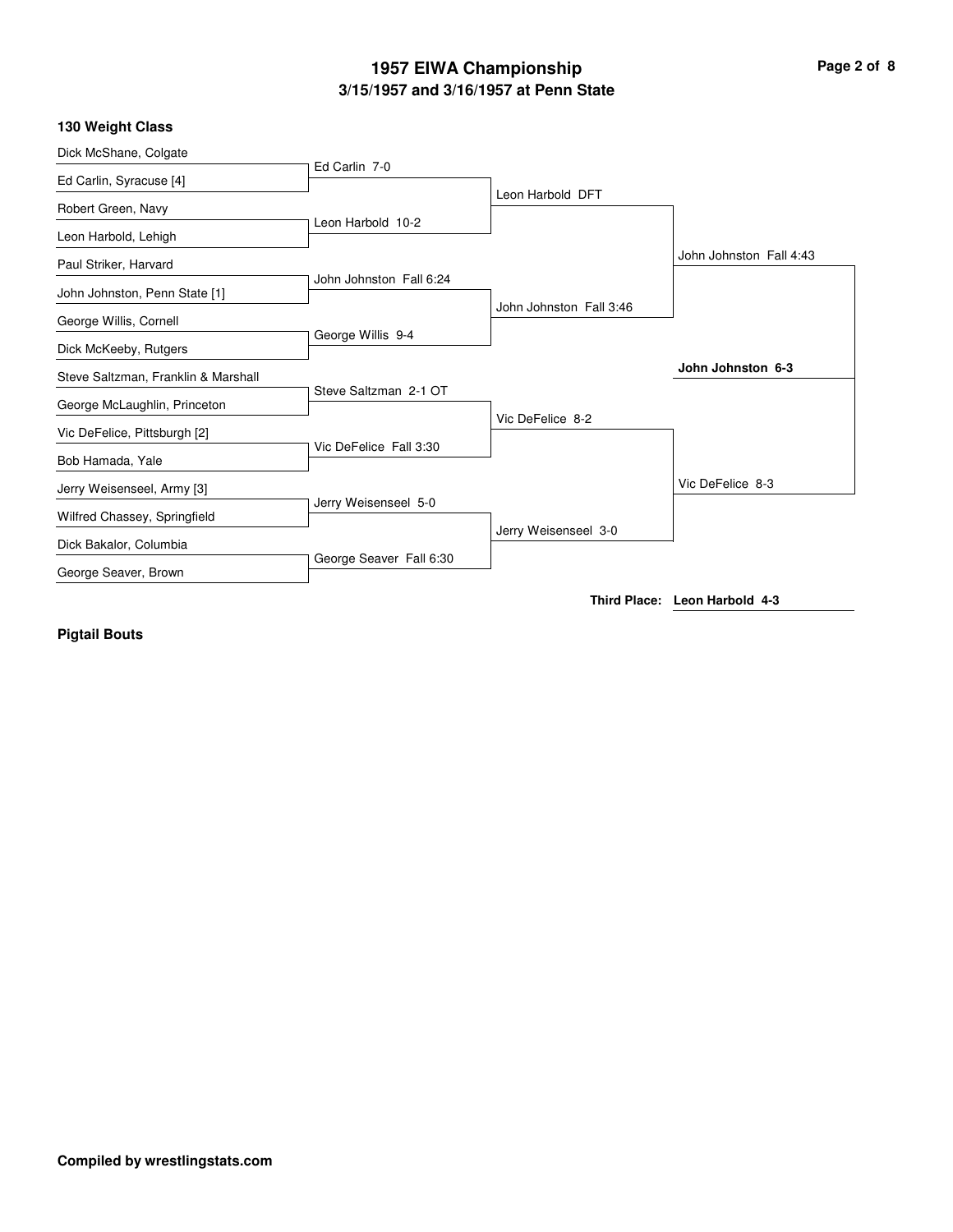# 1957 EIWA Championship

## 3/15/1957 and 3/16/1957 at Penn State

### 130 Weight Class

| First Round | Quarterfinals | Semifinals | Finals |
|---|---|---|---|
| Dick McShane, Colgate | | | |
| Ed Carlin, Syracuse [4] | Ed Carlin 7-0 | | |
| Robert Green, Navy | | Leon Harbold DFT | |
| Leon Harbold, Lehigh | Leon Harbold 10-2 | | |
| Paul Striker, Harvard | | | John Johnston Fall 4:43 |
| John Johnston, Penn State [1] | John Johnston Fall 6:24 | | |
| George Willis, Cornell | | John Johnston Fall 3:46 | |
| Dick McKeeby, Rutgers | George Willis 9-4 | | |
| Steve Saltzman, Franklin & Marshall | | | **John Johnston 6-3** |
| George McLaughlin, Princeton | Steve Saltzman 2-1 OT | | |
| Vic DeFelice, Pittsburgh [2] | | Vic DeFelice 8-2 | |
| Bob Hamada, Yale | Vic DeFelice Fall 3:30 | | |
| Jerry Weisenseel, Army [3] | | | Vic DeFelice 8-3 |
| Wilfred Chassey, Springfield | Jerry Weisenseel 5-0 | | |
| Dick Bakalor, Columbia | | Jerry Weisenseel 3-0 | |
| George Seaver, Brown | George Seaver Fall 6:30 | | |

**Third Place:** Leon Harbold 4-3

**Pigtail Bouts**

**Compiled by wrestlingstats.com**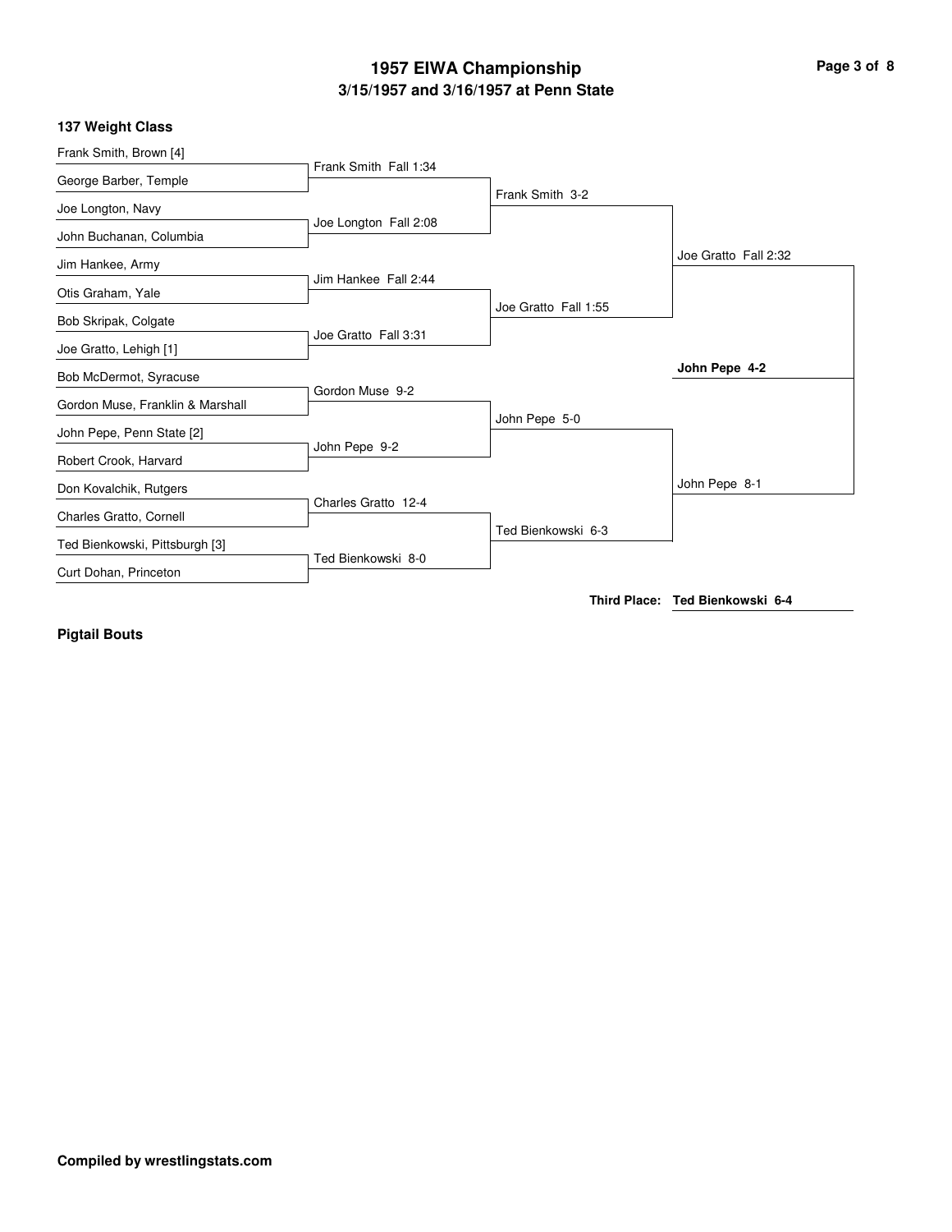# 1957 EIWA Championship

## 3/15/1957 and 3/16/1957 at Penn State

### 137 Weight Class

| First Round | Quarterfinals | Semifinals | Finals | Champion |
|---|---|---|---|---|
| Frank Smith, Brown [4] | Frank Smith Fall 1:34 | Frank Smith 3-2 | Joe Gratto Fall 2:32 | **John Pepe 4-2** |
| George Barber, Temple | | | | |
| Joe Longton, Navy | Joe Longton Fall 2:08 | | | |
| John Buchanan, Columbia | | | | |
| Jim Hankee, Army | Jim Hankee Fall 2:44 | Joe Gratto Fall 1:55 | | |
| Otis Graham, Yale | | | | |
| Bob Skripak, Colgate | Joe Gratto Fall 3:31 | | | |
| Joe Gratto, Lehigh [1] | | | | |
| Bob McDermot, Syracuse | Gordon Muse 9-2 | John Pepe 5-0 | John Pepe 8-1 | |
| Gordon Muse, Franklin & Marshall | | | | |
| John Pepe, Penn State [2] | John Pepe 9-2 | | | |
| Robert Crook, Harvard | | | | |
| Don Kovalchik, Rutgers | Charles Gratto 12-4 | Ted Bienkowski 6-3 | | |
| Charles Gratto, Cornell | | | | |
| Ted Bienkowski, Pittsburgh [3] | Ted Bienkowski 8-0 | | | |
| Curt Dohan, Princeton | | | | |

**Third Place: Ted Bienkowski 6-4**

**Pigtail Bouts**

**Compiled by wrestlingstats.com**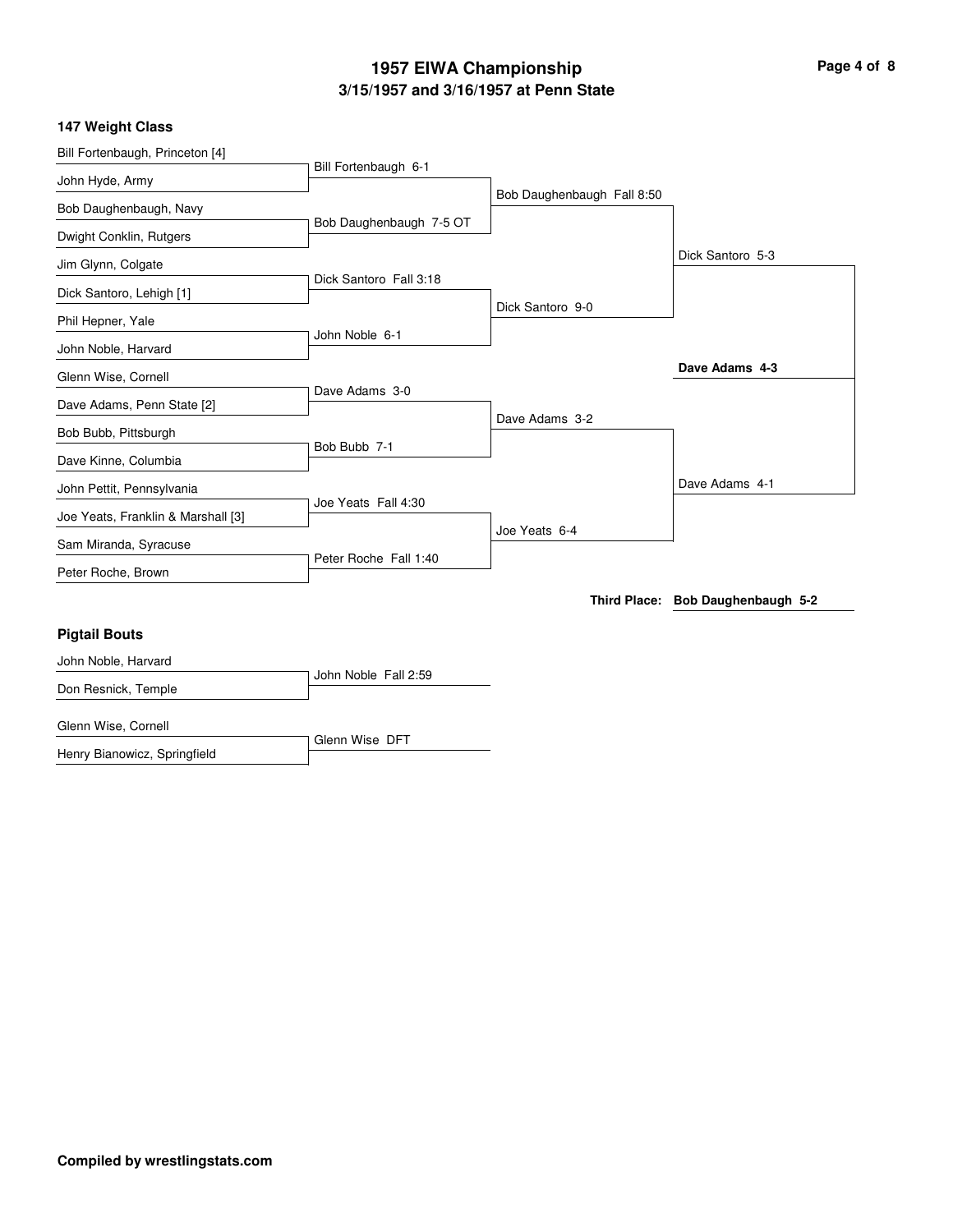# 1957 EIWA Championship

## 3/15/1957 and 3/16/1957 at Penn State

### 147 Weight Class

| First Round | Quarterfinals | Semifinals | Finals |
|---|---|---|---|
| Bill Fortenbaugh, Princeton [4] | | | |
| John Hyde, Army | Bill Fortenbaugh 6-1 | | |
| Bob Daughenbaugh, Navy | | Bob Daughenbaugh Fall 8:50 | |
| Dwight Conklin, Rutgers | Bob Daughenbaugh 7-5 OT | | |
| Jim Glynn, Colgate | | | Dick Santoro 5-3 |
| Dick Santoro, Lehigh [1] | Dick Santoro Fall 3:18 | | |
| Phil Hepner, Yale | | Dick Santoro 9-0 | |
| John Noble, Harvard | John Noble 6-1 | | |
| Glenn Wise, Cornell | | | **Dave Adams 4-3** |
| Dave Adams, Penn State [2] | Dave Adams 3-0 | | |
| Bob Bubb, Pittsburgh | | Dave Adams 3-2 | |
| Dave Kinne, Columbia | Bob Bubb 7-1 | | |
| John Pettit, Pennsylvania | | | Dave Adams 4-1 |
| Joe Yeats, Franklin & Marshall [3] | Joe Yeats Fall 4:30 | | |
| Sam Miranda, Syracuse | | Joe Yeats 6-4 | |
| Peter Roche, Brown | Peter Roche Fall 1:40 | | |

**Third Place:** **Bob Daughenbaugh 5-2**

### Pigtail Bouts

| Wrestlers | Result |
|---|---|
| John Noble, Harvard vs. Don Resnick, Temple | John Noble Fall 2:59 |
| Glenn Wise, Cornell vs. Henry Bianowicz, Springfield | Glenn Wise DFT |

**Compiled by wrestlingstats.com**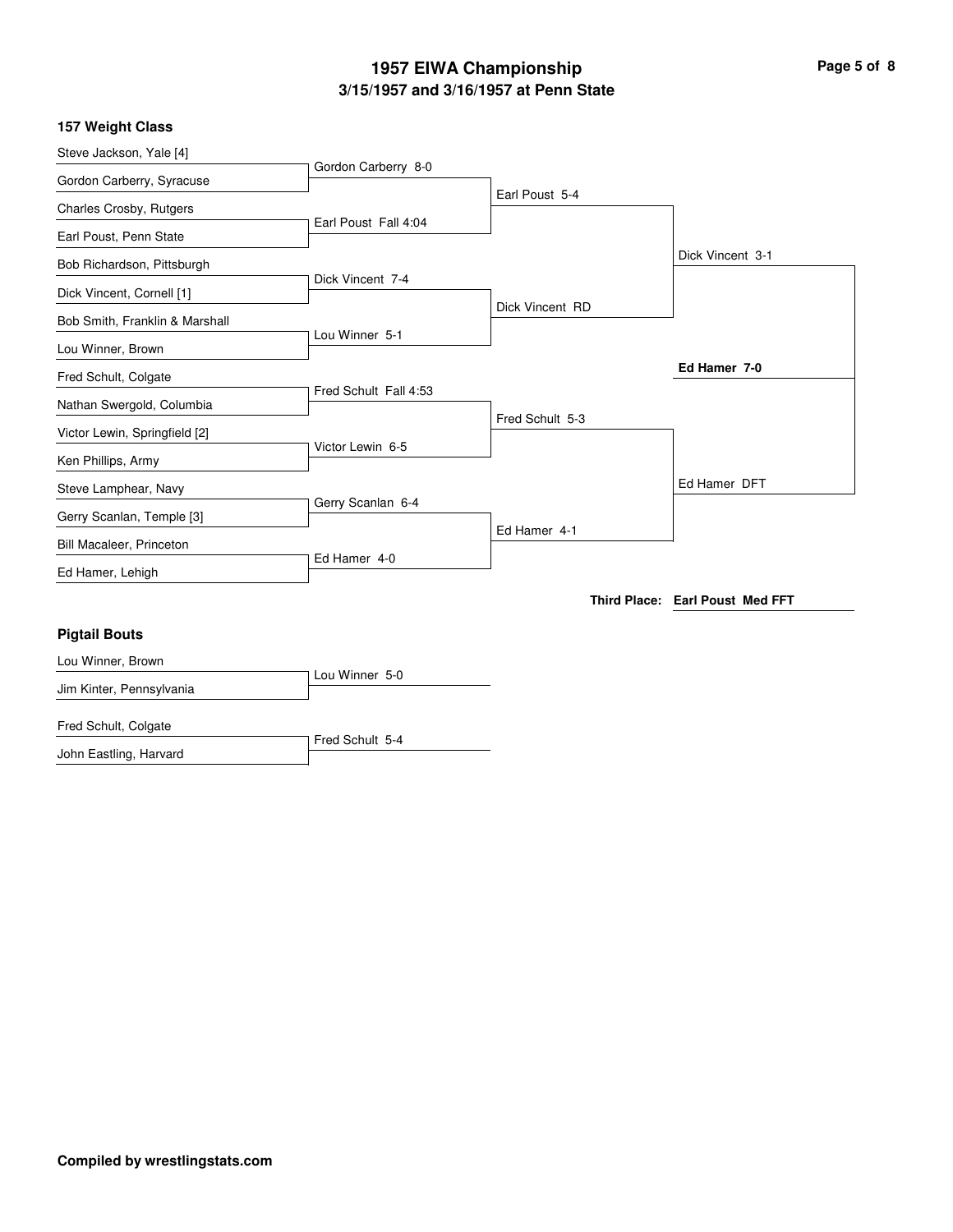# 1957 EIWA Championship
## 3/15/1957 and 3/16/1957 at Penn State

### 157 Weight Class

**First Round**

| Wrestler 1 | Wrestler 2 | Result |
|---|---|---|
| Steve Jackson, Yale [4] | Gordon Carberry, Syracuse | Gordon Carberry 8-0 |
| Charles Crosby, Rutgers | Earl Poust, Penn State | Earl Poust Fall 4:04 |
| Bob Richardson, Pittsburgh | Dick Vincent, Cornell [1] | Dick Vincent 7-4 |
| Bob Smith, Franklin & Marshall | Lou Winner, Brown | Lou Winner 5-1 |
| Fred Schult, Colgate | Nathan Swergold, Columbia | Fred Schult Fall 4:53 |
| Victor Lewin, Springfield [2] | Ken Phillips, Army | Victor Lewin 6-5 |
| Steve Lamphear, Navy | Gerry Scanlan, Temple [3] | Gerry Scanlan 6-4 |
| Bill Macaleer, Princeton | Ed Hamer, Lehigh | Ed Hamer 4-0 |

**Quarterfinals**

- Earl Poust 5-4
- Dick Vincent RD
- Fred Schult 5-3
- Ed Hamer 4-1

**Semifinals**

- Dick Vincent 3-1
- Ed Hamer DFT

**Final**

- **Ed Hamer 7-0**

**Third Place: Earl Poust Med FFT**

### Pigtail Bouts

| Wrestler 1 | Wrestler 2 | Result |
|---|---|---|
| Lou Winner, Brown | Jim Kinter, Pennsylvania | Lou Winner 5-0 |
| Fred Schult, Colgate | John Eastling, Harvard | Fred Schult 5-4 |

**Compiled by wrestlingstats.com**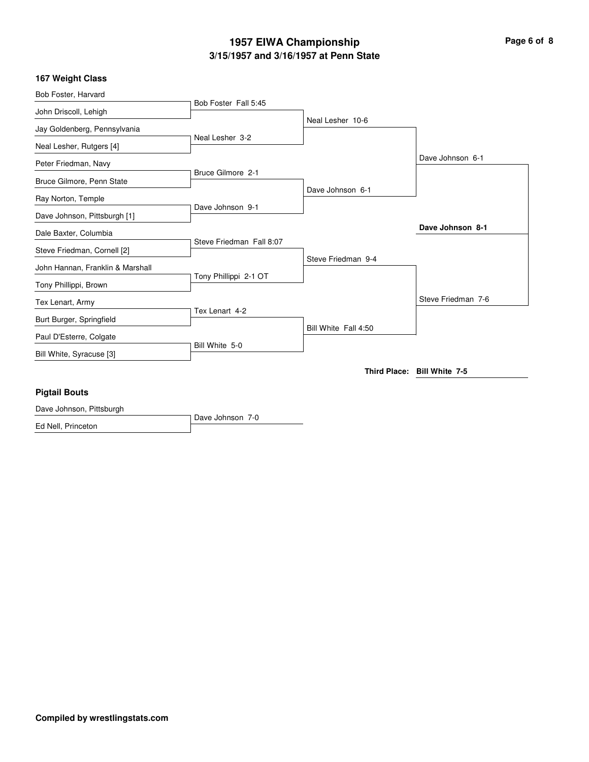# 1957 EIWA Championship

## 3/15/1957 and 3/16/1957 at Penn State

### 167 Weight Class

| First Round | Quarterfinals | Semifinals | Finals | Champion |
|---|---|---|---|---|
| Bob Foster, Harvard | Bob Foster Fall 5:45 | Neal Lesher 10-6 | Dave Johnson 6-1 | **Dave Johnson 8-1** |
| John Driscoll, Lehigh | | | | |
| Jay Goldenberg, Pennsylvania | Neal Lesher 3-2 | | | |
| Neal Lesher, Rutgers [4] | | | | |
| Peter Friedman, Navy | Bruce Gilmore 2-1 | Dave Johnson 6-1 | | |
| Bruce Gilmore, Penn State | | | | |
| Ray Norton, Temple | Dave Johnson 9-1 | | | |
| Dave Johnson, Pittsburgh [1] | | | | |
| Dale Baxter, Columbia | Steve Friedman Fall 8:07 | Steve Friedman 9-4 | Steve Friedman 7-6 | |
| Steve Friedman, Cornell [2] | | | | |
| John Hannan, Franklin & Marshall | Tony Phillippi 2-1 OT | | | |
| Tony Phillippi, Brown | | | | |
| Tex Lenart, Army | Tex Lenart 4-2 | Bill White Fall 4:50 | | |
| Burt Burger, Springfield | | | | |
| Paul D'Esterre, Colgate | Bill White 5-0 | | | |
| Bill White, Syracuse [3] | | | | |

**Third Place:** **Bill White 7-5**

### Pigtail Bouts

| Wrestlers | Winner |
|---|---|
| Dave Johnson, Pittsburgh | Dave Johnson 7-0 |
| Ed Nell, Princeton | |

**Compiled by wrestlingstats.com**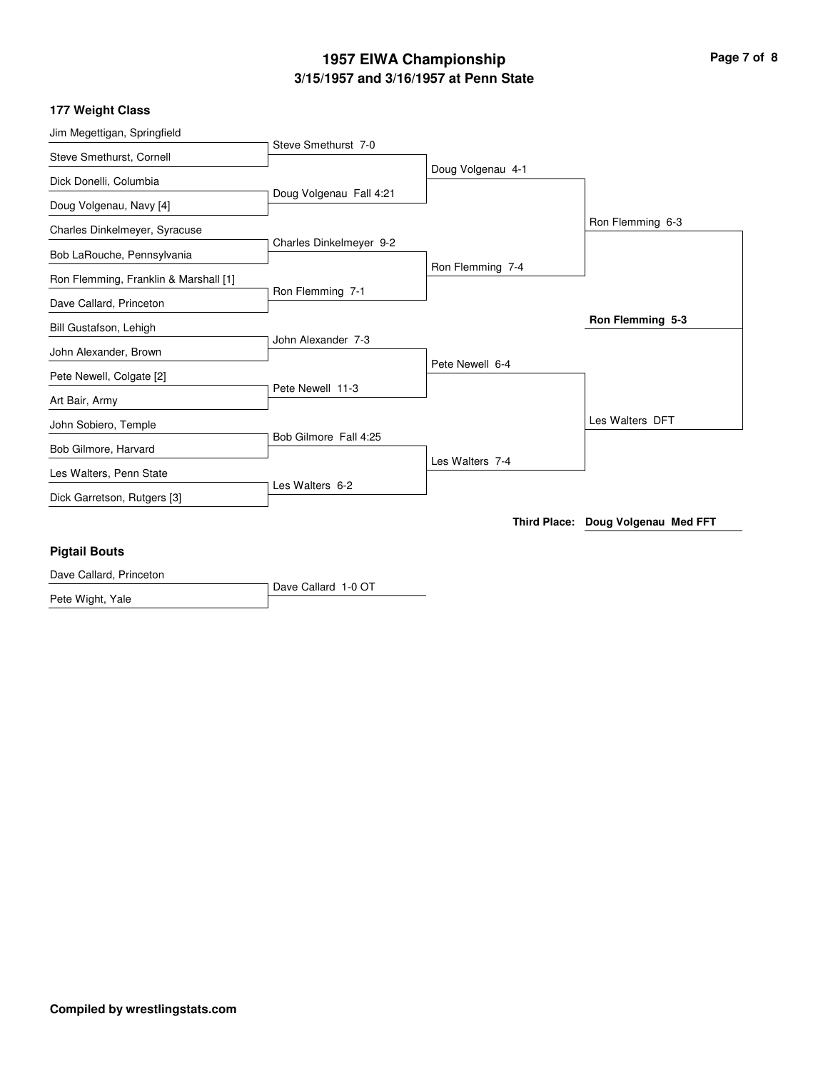# 1957 EIWA Championship
## 3/15/1957 and 3/16/1957 at Penn State

### 177 Weight Class

**First Round**

| Wrestler 1 | Wrestler 2 | Result |
|---|---|---|
| Jim Megettigan, Springfield | Steve Smethurst, Cornell | Steve Smethurst 7-0 |
| Dick Donelli, Columbia | Doug Volgenau, Navy [4] | Doug Volgenau Fall 4:21 |
| Charles Dinkelmeyer, Syracuse | Bob LaRouche, Pennsylvania | Charles Dinkelmeyer 9-2 |
| Ron Flemming, Franklin & Marshall [1] | Dave Callard, Princeton | Ron Flemming 7-1 |
| Bill Gustafson, Lehigh | John Alexander, Brown | John Alexander 7-3 |
| Pete Newell, Colgate [2] | Art Bair, Army | Pete Newell 11-3 |
| John Sobiero, Temple | Bob Gilmore, Harvard | Bob Gilmore Fall 4:25 |
| Les Walters, Penn State | Dick Garretson, Rutgers [3] | Les Walters 6-2 |

**Quarterfinals**

- Doug Volgenau 4-1
- Ron Flemming 7-4
- Pete Newell 6-4
- Les Walters 7-4

**Semifinals**

- Ron Flemming 6-3
- Les Walters DFT

**Final**

- **Ron Flemming 5-3**

**Third Place:** **Doug Volgenau Med FFT**

### Pigtail Bouts

| Wrestler 1 | Wrestler 2 | Result |
|---|---|---|
| Dave Callard, Princeton | Pete Wight, Yale | Dave Callard 1-0 OT |

**Compiled by wrestlingstats.com**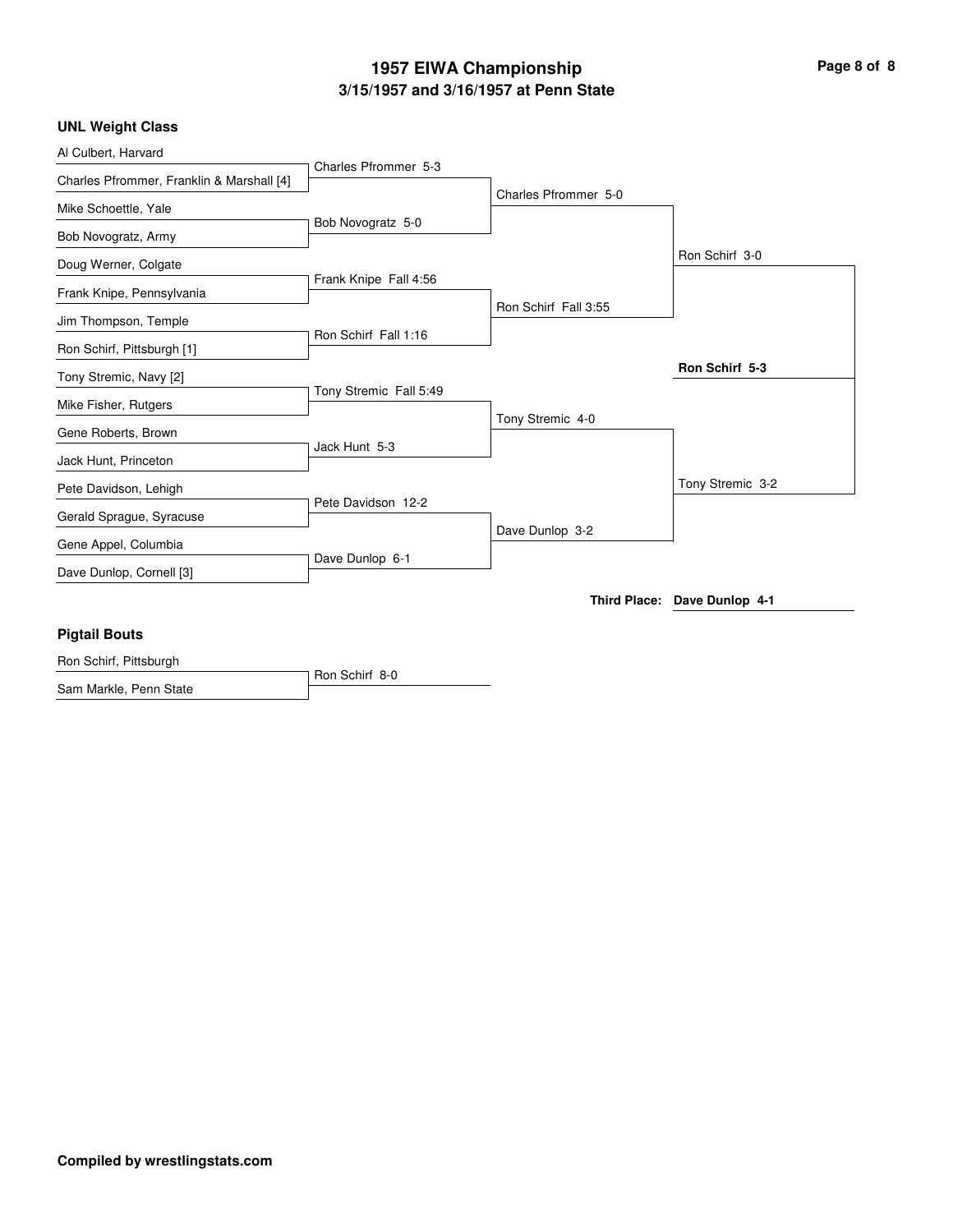# 1957 EIWA Championship

## 3/15/1957 and 3/16/1957 at Penn State

### UNL Weight Class

Al Culbert, Harvard
Charles Pfrommer, Franklin & Marshall [4]
Mike Schoettle, Yale
Bob Novogratz, Army
Doug Werner, Colgate
Frank Knipe, Pennsylvania
Jim Thompson, Temple
Ron Schirf, Pittsburgh [1]
Tony Stremic, Navy [2]
Mike Fisher, Rutgers
Gene Roberts, Brown
Jack Hunt, Princeton
Pete Davidson, Lehigh
Gerald Sprague, Syracuse
Gene Appel, Columbia
Dave Dunlop, Cornell [3]

Charles Pfrommer 5-3
Bob Novogratz 5-0
Frank Knipe Fall 4:56
Ron Schirf Fall 1:16
Tony Stremic Fall 5:49
Jack Hunt 5-3
Pete Davidson 12-2
Dave Dunlop 6-1

Charles Pfrommer 5-0
Ron Schirf Fall 3:55
Tony Stremic 4-0
Dave Dunlop 3-2

Ron Schirf 3-0
Tony Stremic 3-2

**Ron Schirf 5-3**

**Third Place: Dave Dunlop 4-1**

### Pigtail Bouts

Ron Schirf, Pittsburgh
Sam Markle, Penn State

Ron Schirf 8-0

**Compiled by wrestlingstats.com**